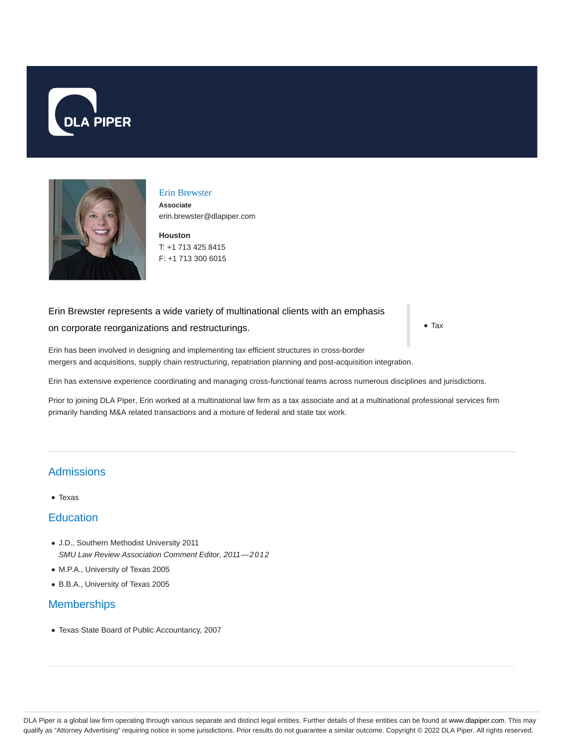# Erin Brewster

**Associate**
erin.brewster@dlapiper.com

**Houston**
T: +1 713 425 8415
F: +1 713 300 6015

Erin Brewster represents a wide variety of multinational clients with an emphasis on corporate reorganizations and restructurings.

- Tax

Erin has been involved in designing and implementing tax efficient structures in cross-border mergers and acquisitions, supply chain restructuring, repatriation planning and post-acquisition integration.

Erin has extensive experience coordinating and managing cross-functional teams across numerous disciplines and jurisdictions.

Prior to joining DLA Piper, Erin worked at a multinational law firm as a tax associate and at a multinational professional services firm primarily handing M&A related transactions and a mixture of federal and state tax work.

## Admissions

- Texas

## Education

- J.D., Southern Methodist University 2011
  *SMU Law Review Association Comment Editor, 2011—2012*
- M.P.A., University of Texas 2005
- B.B.A., University of Texas 2005

## Memberships

- Texas State Board of Public Accountancy, 2007

DLA Piper is a global law firm operating through various separate and distinct legal entities. Further details of these entities can be found at www.dlapiper.com. This may qualify as "Attorney Advertising" requiring notice in some jurisdictions. Prior results do not guarantee a similar outcome. Copyright © 2022 DLA Piper. All rights reserved.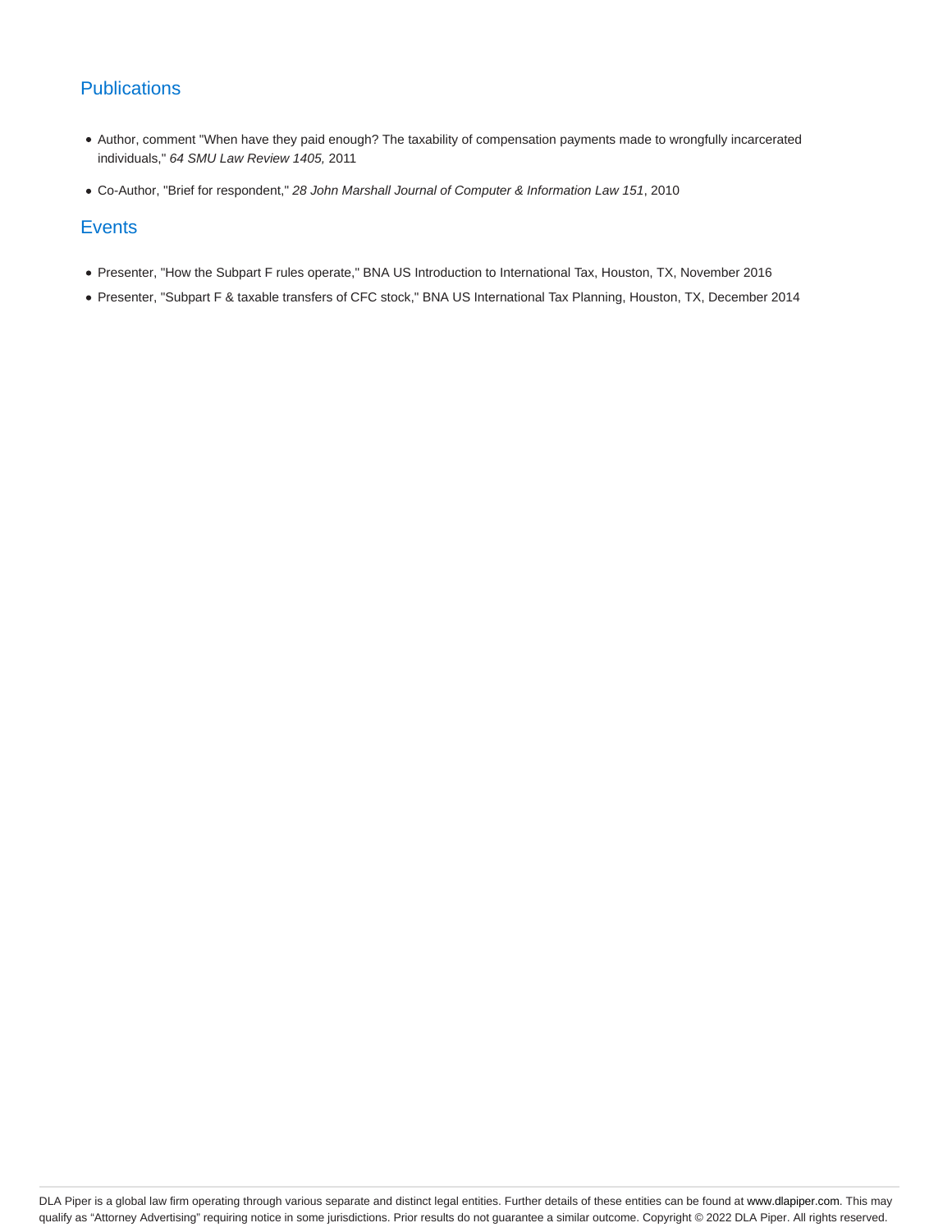## Publications

- Author, comment "When have they paid enough? The taxability of compensation payments made to wrongfully incarcerated individuals," *64 SMU Law Review 1405,* 2011
- Co-Author, "Brief for respondent," *28 John Marshall Journal of Computer & Information Law 151*, 2010

## Events

- Presenter, "How the Subpart F rules operate," BNA US Introduction to International Tax, Houston, TX, November 2016
- Presenter, "Subpart F & taxable transfers of CFC stock," BNA US International Tax Planning, Houston, TX, December 2014

DLA Piper is a global law firm operating through various separate and distinct legal entities. Further details of these entities can be found at www.dlapiper.com. This may qualify as "Attorney Advertising" requiring notice in some jurisdictions. Prior results do not guarantee a similar outcome. Copyright © 2022 DLA Piper. All rights reserved.